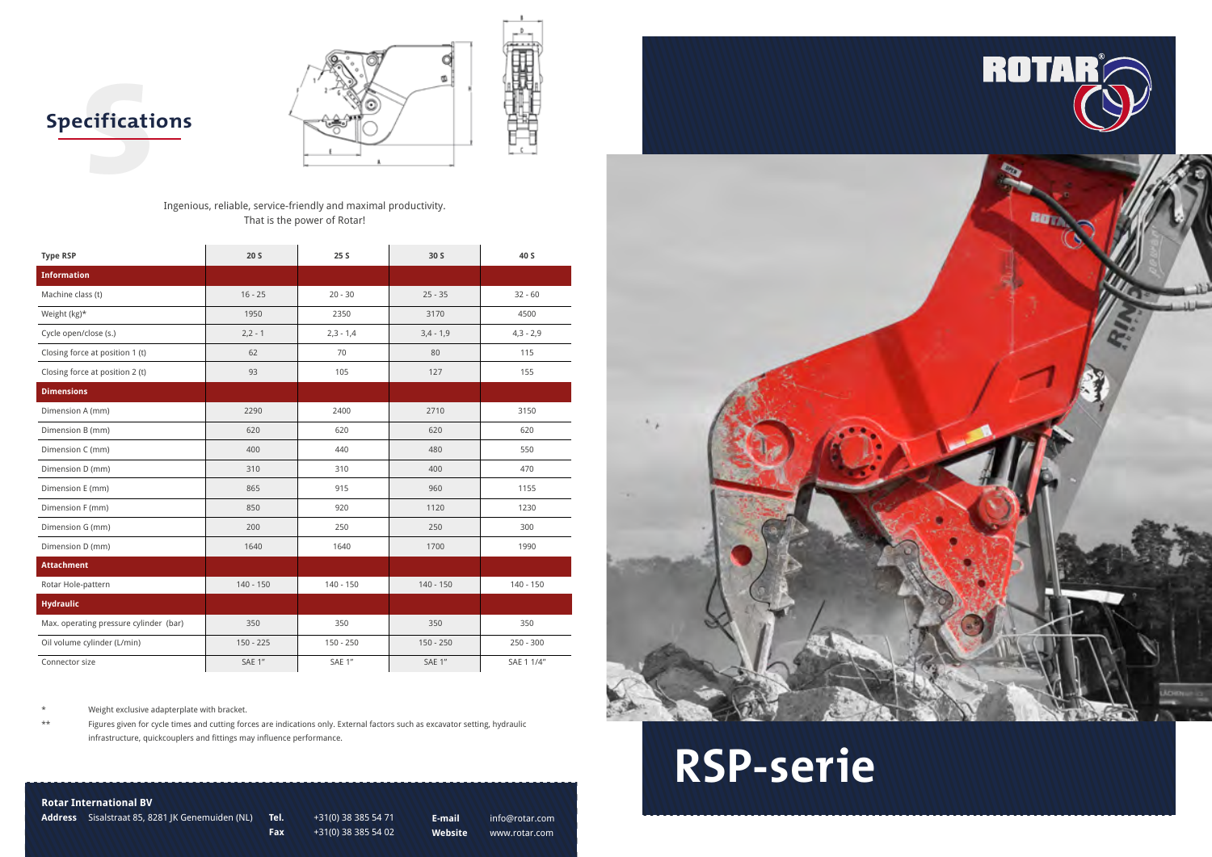## Specifications

Ingenious, reliable, service-friendly and maximal productivity.
That is the power of Rotar!

| Type RSP | 20 S | 25 S | 30 S | 40 S |
|---|---|---|---|---|
| **Information** | | | | |
| Machine class (t) | 16 - 25 | 20 - 30 | 25 - 35 | 32 - 60 |
| Weight (kg)* | 1950 | 2350 | 3170 | 4500 |
| Cycle open/close (s.) | 2,2 - 1 | 2,3 - 1,4 | 3,4 - 1,9 | 4,3 - 2,9 |
| Closing force at position 1 (t) | 62 | 70 | 80 | 115 |
| Closing force at position 2 (t) | 93 | 105 | 127 | 155 |
| **Dimensions** | | | | |
| Dimension A (mm) | 2290 | 2400 | 2710 | 3150 |
| Dimension B (mm) | 620 | 620 | 620 | 620 |
| Dimension C (mm) | 400 | 440 | 480 | 550 |
| Dimension D (mm) | 310 | 310 | 400 | 470 |
| Dimension E (mm) | 865 | 915 | 960 | 1155 |
| Dimension F (mm) | 850 | 920 | 1120 | 1230 |
| Dimension G (mm) | 200 | 250 | 250 | 300 |
| Dimension D (mm) | 1640 | 1640 | 1700 | 1990 |
| **Attachment** | | | | |
| Rotar Hole-pattern | 140 - 150 | 140 - 150 | 140 - 150 | 140 - 150 |
| **Hydraulic** | | | | |
| Max. operating pressure cylinder (bar) | 350 | 350 | 350 | 350 |
| Oil volume cylinder (L/min) | 150 - 225 | 150 - 250 | 150 - 250 | 250 - 300 |
| Connector size | SAE 1" | SAE 1" | SAE 1" | SAE 1 1/4" |

\* Weight exclusive adapterplate with bracket.

\*\* Figures given for cycle times and cutting forces are indications only. External factors such as excavator setting, hydraulic infrastructure, quickcouplers and fittings may influence performance.

**Rotar International BV**

**Address** Sisalstraat 85, 8281 JK Genemuiden (NL)

**Tel.** +31(0) 38 385 54 71

**Fax** +31(0) 38 385 54 02

**E-mail** info@rotar.com

**Website** www.rotar.com

ROTAR®

# RSP-serie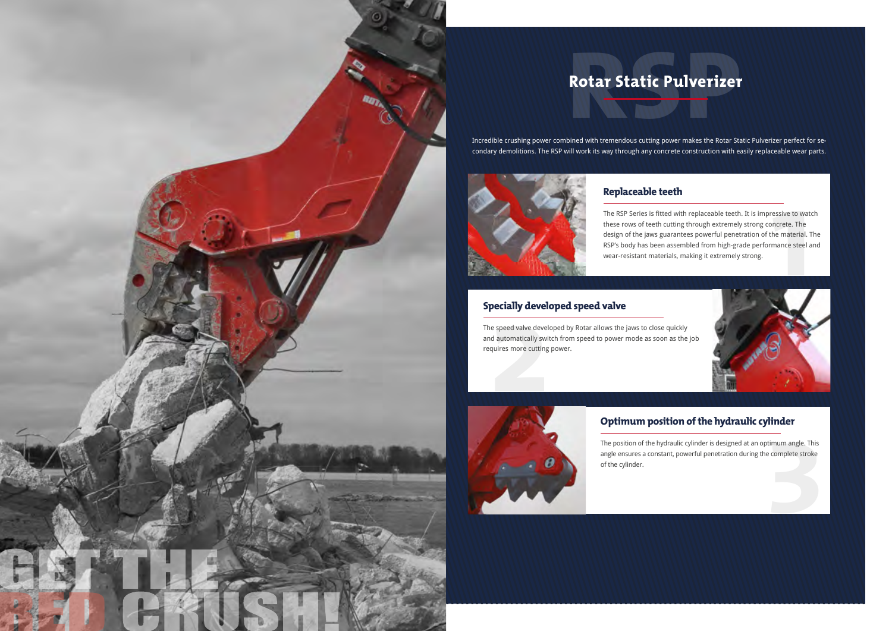# Rotar Static Pulverizer

Incredible crushing power combined with tremendous cutting power makes the Rotar Static Pulverizer perfect for secondary demolitions. The RSP will work its way through any concrete construction with easily replaceable wear parts.

## Replaceable teeth

The RSP Series is fitted with replaceable teeth. It is impressive to watch these rows of teeth cutting through extremely strong concrete. The design of the jaws guarantees powerful penetration of the material. The RSP's body has been assembled from high-grade performance steel and wear-resistant materials, making it extremely strong.

## Specially developed speed valve

The speed valve developed by Rotar allows the jaws to close quickly and automatically switch from speed to power mode as soon as the job requires more cutting power.

## Optimum position of the hydraulic cylinder

The position of the hydraulic cylinder is designed at an optimum angle. This angle ensures a constant, powerful penetration during the complete stroke of the cylinder.

GET THE RED CRUSH!